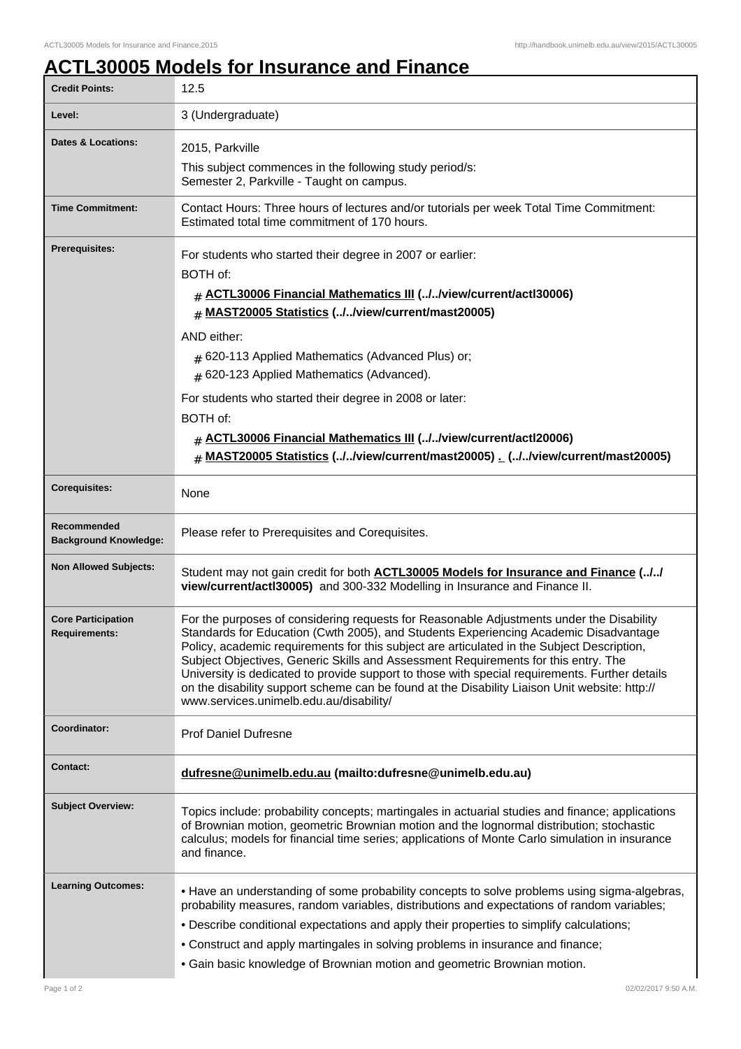# ACTL30005 Models for Insurance and Finance

| | |
|---|---|
| **Credit Points:** | 12.5 |
| **Level:** | 3 (Undergraduate) |
| **Dates & Locations:** | 2015, Parkville<br>This subject commences in the following study period/s:<br>Semester 2, Parkville - Taught on campus. |
| **Time Commitment:** | Contact Hours: Three hours of lectures and/or tutorials per week Total Time Commitment: Estimated total time commitment of 170 hours. |
| **Prerequisites:** | For students who started their degree in 2007 or earlier:<br>BOTH of:<br># **ACTL30006 Financial Mathematics III (../../view/current/actl30006)**<br># **MAST20005 Statistics (../../view/current/mast20005)**<br>AND either:<br># 620-113 Applied Mathematics (Advanced Plus) or;<br># 620-123 Applied Mathematics (Advanced).<br>For students who started their degree in 2008 or later:<br>BOTH of:<br># **ACTL30006 Financial Mathematics III (../../view/current/actl20006)**<br># **MAST20005 Statistics (../../view/current/mast20005) . (../../view/current/mast20005)** |
| **Corequisites:** | None |
| **Recommended Background Knowledge:** | Please refer to Prerequisites and Corequisites. |
| **Non Allowed Subjects:** | Student may not gain credit for both **ACTL30005 Models for Insurance and Finance (../../view/current/actl30005)** and 300-332 Modelling in Insurance and Finance II. |
| **Core Participation Requirements:** | For the purposes of considering requests for Reasonable Adjustments under the Disability Standards for Education (Cwth 2005), and Students Experiencing Academic Disadvantage Policy, academic requirements for this subject are articulated in the Subject Description, Subject Objectives, Generic Skills and Assessment Requirements for this entry. The University is dedicated to provide support to those with special requirements. Further details on the disability support scheme can be found at the Disability Liaison Unit website: http://www.services.unimelb.edu.au/disability/ |
| **Coordinator:** | Prof Daniel Dufresne |
| **Contact:** | **dufresne@unimelb.edu.au (mailto:dufresne@unimelb.edu.au)** |
| **Subject Overview:** | Topics include: probability concepts; martingales in actuarial studies and finance; applications of Brownian motion, geometric Brownian motion and the lognormal distribution; stochastic calculus; models for financial time series; applications of Monte Carlo simulation in insurance and finance. |
| **Learning Outcomes:** | • Have an understanding of some probability concepts to solve problems using sigma-algebras, probability measures, random variables, distributions and expectations of random variables;<br>• Describe conditional expectations and apply their properties to simplify calculations;<br>• Construct and apply martingales in solving problems in insurance and finance;<br>• Gain basic knowledge of Brownian motion and geometric Brownian motion. |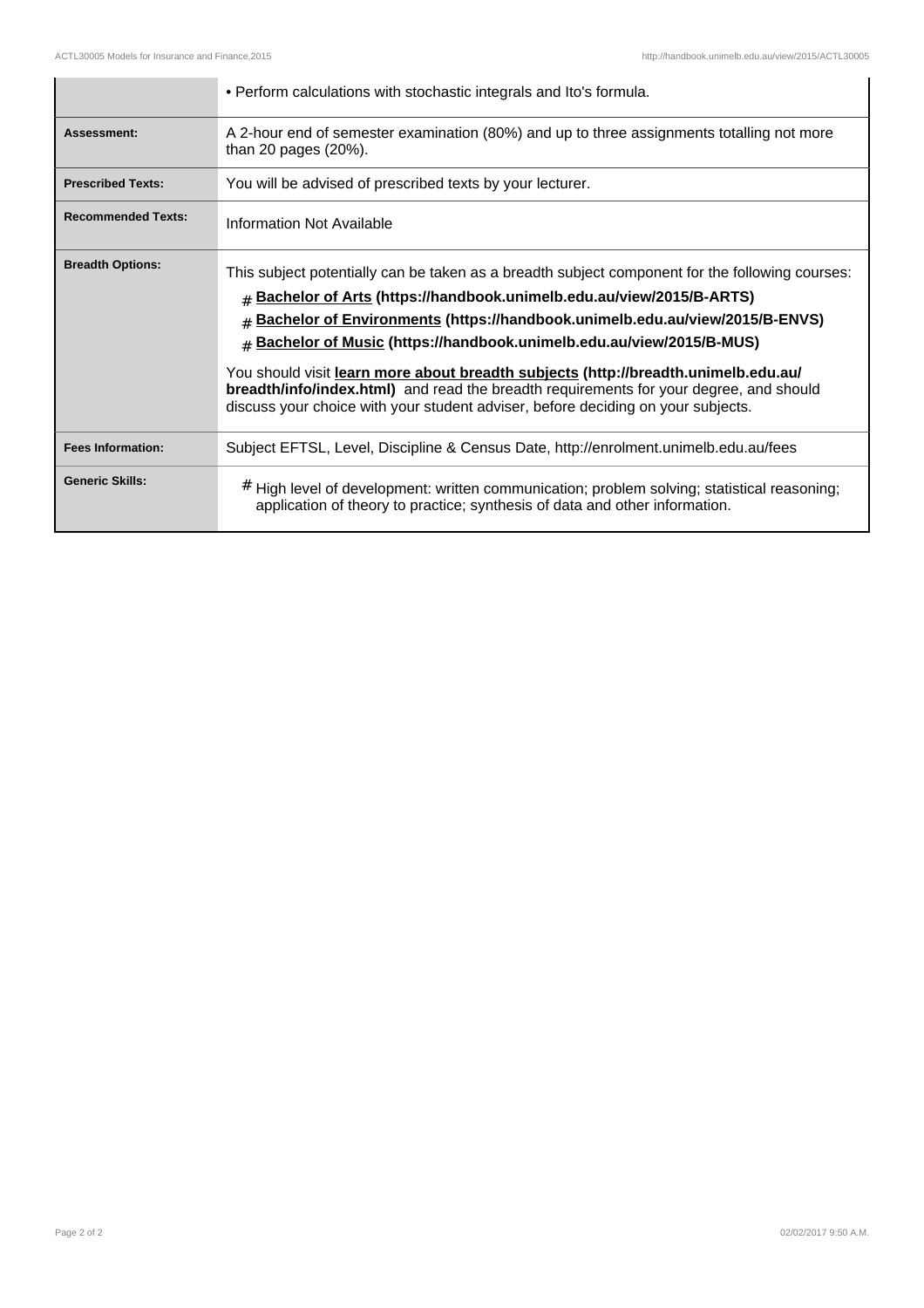| | |
|---|---|
| | • Perform calculations with stochastic integrals and Ito's formula. |
| **Assessment:** | A 2-hour end of semester examination (80%) and up to three assignments totalling not more than 20 pages (20%). |
| **Prescribed Texts:** | You will be advised of prescribed texts by your lecturer. |
| **Recommended Texts:** | Information Not Available |
| **Breadth Options:** | This subject potentially can be taken as a breadth subject component for the following courses:<br># **Bachelor of Arts (https://handbook.unimelb.edu.au/view/2015/B-ARTS)**<br># **Bachelor of Environments (https://handbook.unimelb.edu.au/view/2015/B-ENVS)**<br># **Bachelor of Music (https://handbook.unimelb.edu.au/view/2015/B-MUS)**<br>You should visit **learn more about breadth subjects (http://breadth.unimelb.edu.au/breadth/info/index.html)** and read the breadth requirements for your degree, and should discuss your choice with your student adviser, before deciding on your subjects. |
| **Fees Information:** | Subject EFTSL, Level, Discipline & Census Date, http://enrolment.unimelb.edu.au/fees |
| **Generic Skills:** | # High level of development: written communication; problem solving; statistical reasoning; application of theory to practice; synthesis of data and other information. |